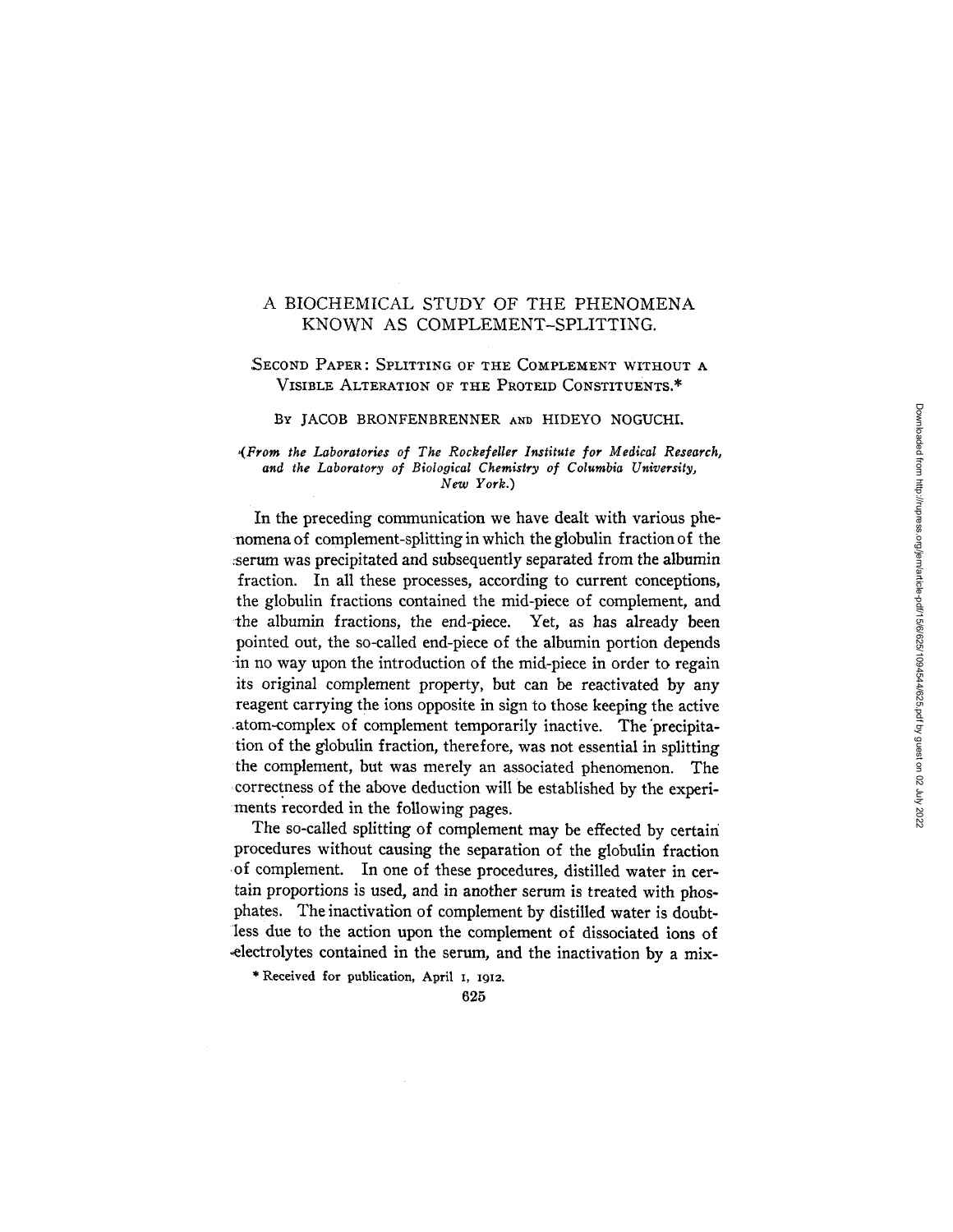# A BIOCHEMICAL STUDY OF THE PHENOMENA KNOWN AS COMPLEMENT-SPLITTING.

## Second Paper: Splitting of the Complement without a Visible Alteration of the Proteid Constituents.*

By JACOB BRONFENBRENNER and HIDEYO NOGUCHI.

*(From the Laboratories of The Rockefeller Institute for Medical Research, and the Laboratory of Biological Chemistry of Columbia University, New York.)*

In the preceding communication we have dealt with various phenomena of complement-splitting in which the globulin fraction of the serum was precipitated and subsequently separated from the albumin fraction. In all these processes, according to current conceptions, the globulin fractions contained the mid-piece of complement, and the albumin fractions, the end-piece. Yet, as has already been pointed out, the so-called end-piece of the albumin portion depends in no way upon the introduction of the mid-piece in order to regain its original complement property, but can be reactivated by any reagent carrying the ions opposite in sign to those keeping the active atom-complex of complement temporarily inactive. The precipitation of the globulin fraction, therefore, was not essential in splitting the complement, but was merely an associated phenomenon. The correctness of the above deduction will be established by the experiments recorded in the following pages.

The so-called splitting of complement may be effected by certain procedures without causing the separation of the globulin fraction of complement. In one of these procedures, distilled water in certain proportions is used, and in another serum is treated with phosphates. The inactivation of complement by distilled water is doubtless due to the action upon the complement of dissociated ions of electrolytes contained in the serum, and the inactivation by a mix-

\* Received for publication, April 1, 1912.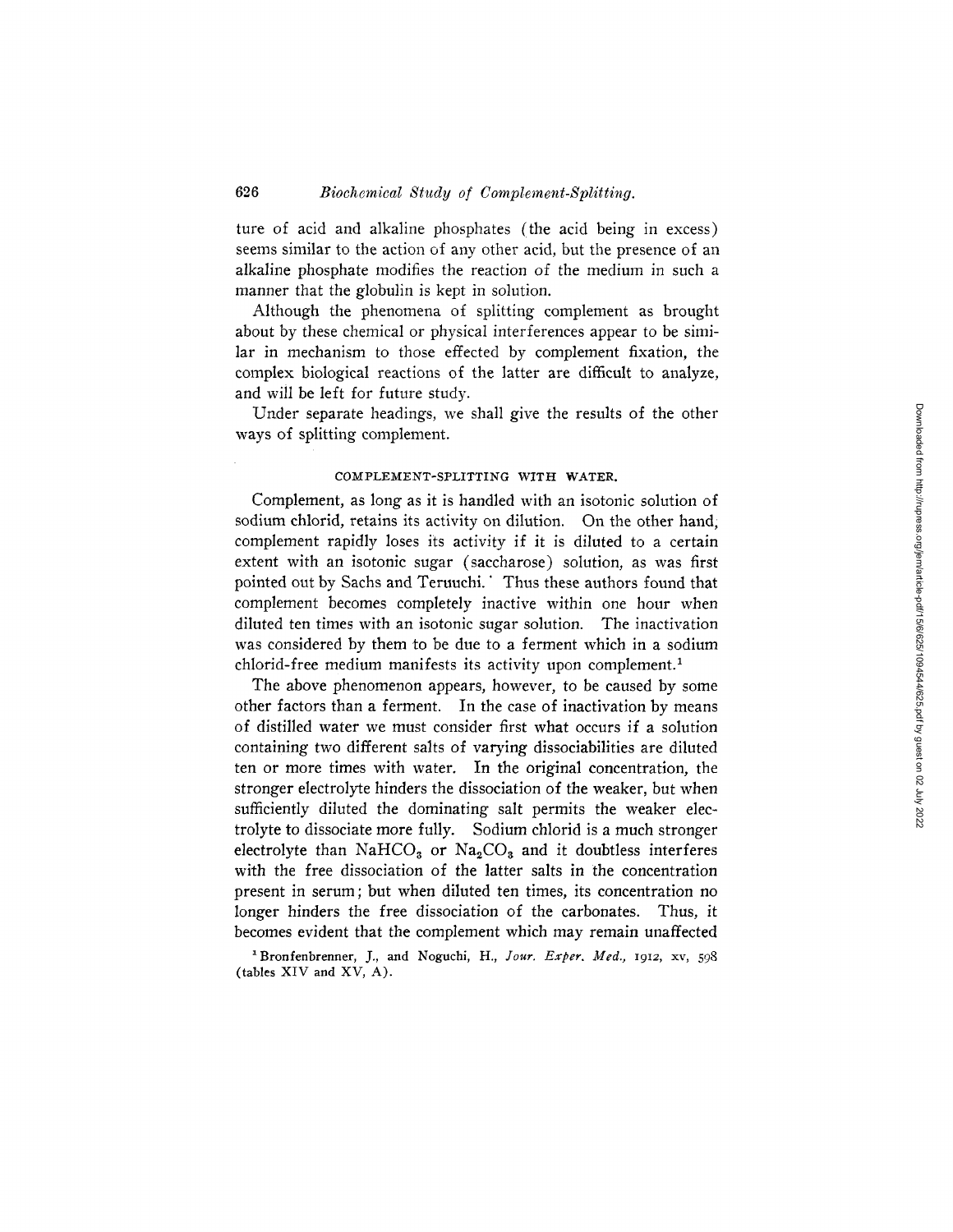ture of acid and alkaline phosphates (the acid being in excess) seems similar to the action of any other acid, but the presence of an alkaline phosphate modifies the reaction of the medium in such a manner that the globulin is kept in solution.

Although the phenomena of splitting complement as brought about by these chemical or physical interferences appear to be similar in mechanism to those effected by complement fixation, the complex biological reactions of the latter are difficult to analyze, and will be left for future study.

Under separate headings, we shall give the results of the other ways of splitting complement.

## COMPLEMENT-SPLITTING WITH WATER.

Complement, as long as it is handled with an isotonic solution of sodium chlorid, retains its activity on dilution. On the other hand, complement rapidly loses its activity if it is diluted to a certain extent with an isotonic sugar (saccharose) solution, as was first pointed out by Sachs and Teruuchi. Thus these authors found that complement becomes completely inactive within one hour when diluted ten times with an isotonic sugar solution. The inactivation was considered by them to be due to a ferment which in a sodium chlorid-free medium manifests its activity upon complement.[1]

The above phenomenon appears, however, to be caused by some other factors than a ferment. In the case of inactivation by means of distilled water we must consider first what occurs if a solution containing two different salts of varying dissociabilities are diluted ten or more times with water. In the original concentration, the stronger electrolyte hinders the dissociation of the weaker, but when sufficiently diluted the dominating salt permits the weaker electrolyte to dissociate more fully. Sodium chlorid is a much stronger electrolyte than $NaHCO_3$ or $Na_2CO_3$ and it doubtless interferes with the free dissociation of the latter salts in the concentration present in serum; but when diluted ten times, its concentration no longer hinders the free dissociation of the carbonates. Thus, it becomes evident that the complement which may remain unaffected

[1] Bronfenbrenner, J., and Noguchi, H., *Jour. Exper. Med.*, 1912, xv, 598 (tables XIV and XV, A).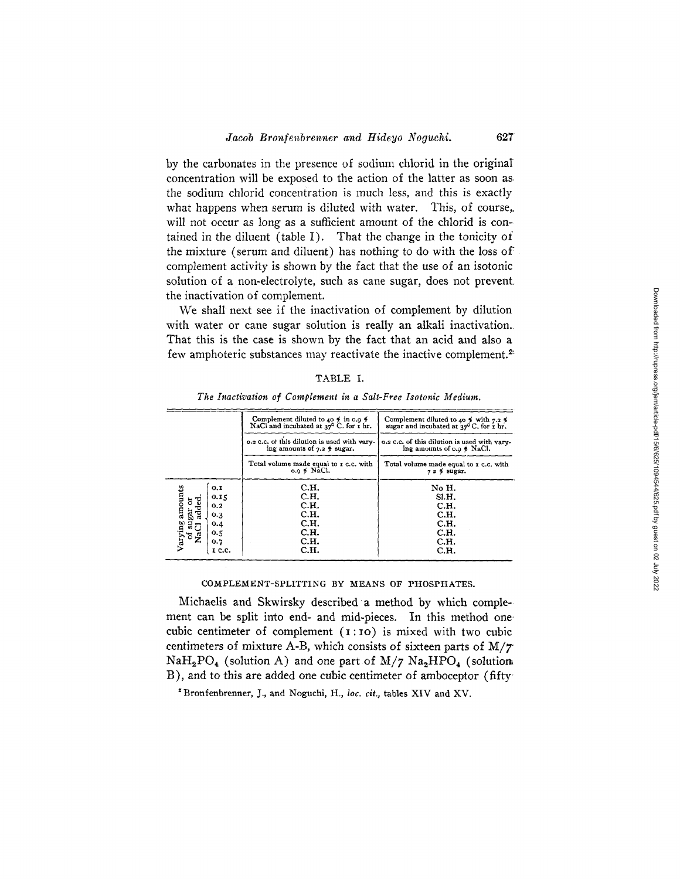by the carbonates in the presence of sodium chlorid in the original concentration will be exposed to the action of the latter as soon as the sodium chlorid concentration is much less, and this is exactly what happens when serum is diluted with water. This, of course, will not occur as long as a sufficient amount of the chlorid is contained in the diluent (table I). That the change in the tonicity of the mixture (serum and diluent) has nothing to do with the loss of complement activity is shown by the fact that the use of an isotonic solution of a non-electrolyte, such as cane sugar, does not prevent the inactivation of complement.

We shall next see if the inactivation of complement by dilution with water or cane sugar solution is really an alkali inactivation. That this is the case is shown by the fact that an acid and also a few amphoteric substances may reactivate the inactive complement.[2]

TABLE I.

*The Inactivation of Complement in a Salt-Free Isotonic Medium.*

| | Complement diluted to 40 % in 0.9 % NaCl and incubated at 37° C. for 1 hr. | Complement diluted to 40 % with 7.2 % sugar and incubated at 37° C. for 1 hr. |
|---|---|---|
| | 0.2 c.c. of this dilution is used with varying amounts of 7.2 % sugar. | 0.2 c.c. of this dilution is used with varying amounts of 0.9 % NaCl. |
| | Total volume made equal to 1 c.c. with 0.9 % NaCl. | Total volume made equal to 1 c.c. with 7.2 % sugar. |
| Varying amounts of sugar or NaCl added. 0.1 | C.H. | No H. |
| 0.15 | C.H. | Sl.H. |
| 0.2 | C.H. | C.H. |
| 0.3 | C.H. | C.H. |
| 0.4 | C.H. | C.H. |
| 0.5 | C.H. | C.H. |
| 0.7 | C.H. | C.H. |
| 1 c.c. | C.H. | C.H. |

## COMPLEMENT-SPLITTING BY MEANS OF PHOSPHATES.

Michaelis and Skwirsky described a method by which complement can be split into end- and mid-pieces. In this method one cubic centimeter of complement (1 : 10) is mixed with two cubic centimeters of mixture A-B, which consists of sixteen parts of M/7 $NaH_2PO_4$ (solution A) and one part of M/7 $Na_2HPO_4$ (solution B), and to this are added one cubic centimeter of amboceptor (fifty

[2] Bronfenbrenner, J., and Noguchi, H., *loc. cit.*, tables XIV and XV.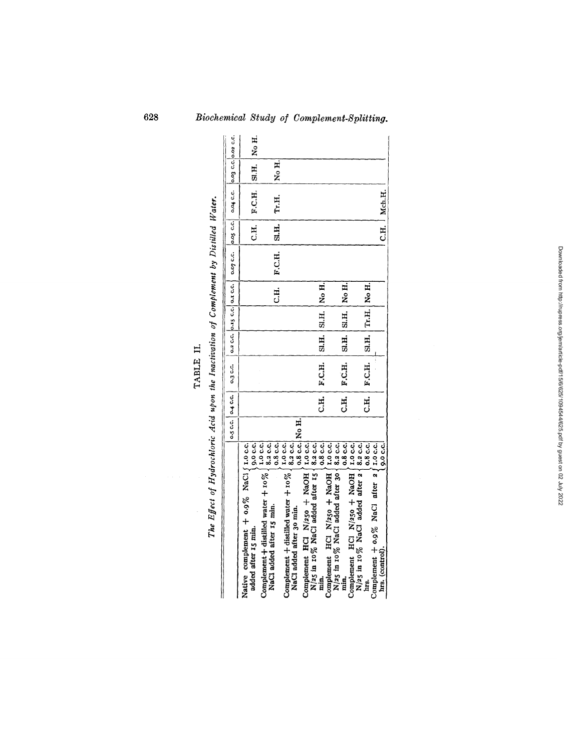# TABLE II.

*The Effect of Hydrochloric Acid upon the Inactivation of Complement by Distilled Water.*

| | | 0.5 c.c. | 0.4 c.c. | 0.3 c.c. | 0.2 c.c. | 0.15 c.c. | 0.1 c.c. | 0.07 c.c. | 0.05 c.c. | 0.04 c.c. | 0.03 c.c. | 0.02 c.c. |
|---|---|---|---|---|---|---|---|---|---|---|---|---|
| Native complement + 0.9% NaCl added after 15 min. | 1.0 c.c. 9.0 c.c. | | | | | | | | C.H. | F.C.H. | Sl.H. | No H. |
| Complement + distilled water + 10% NaCl added after 15 min. | 1.0 c.c. 8.2 c.c. 0.8 c.c. | | | | | | C.H. | F.C.H. | Sl.H. | Tr.H. | No H. | |
| Complement + distilled water + 10% NaCl added after 30 min. | 1.0 c.c. 8.2 c.c. 0.8 c.c. | No H. | | | | | | | | | | |
| Complement HCl N/250 + NaOH N/25 in 10% NaCl added after 15 min. | 1.0 c.c. 8.2 c.c. 0.8 c.c. | | C.H. | F.C.H. | Sl.H. | Sl.H. | No H. | | | | | |
| Complement HCl N/250 + NaOH N/25 in 10% NaCl added after 30 min. | 1.0 c.c. 8.2 c.c. 0.8 c.c. | | C.H. | F.C.H. | Sl.H. | Sl.H. | No H. | | | | | |
| Complement HCl N/250 + NaOH N/25 in 10% NaCl added after 2 hrs. | 1.0 c.c. 8.2 c.c. 0.8 c.c. | | C.H. | F.C.H. | Sl.H. | Tr.H. | No H. | | | | | |
| Complement + 0.9% NaCl after 2 hrs. (control). | 1.0 c.c. 9.0 c.c. | | | | | | | | C.H. | Mch.H. | | |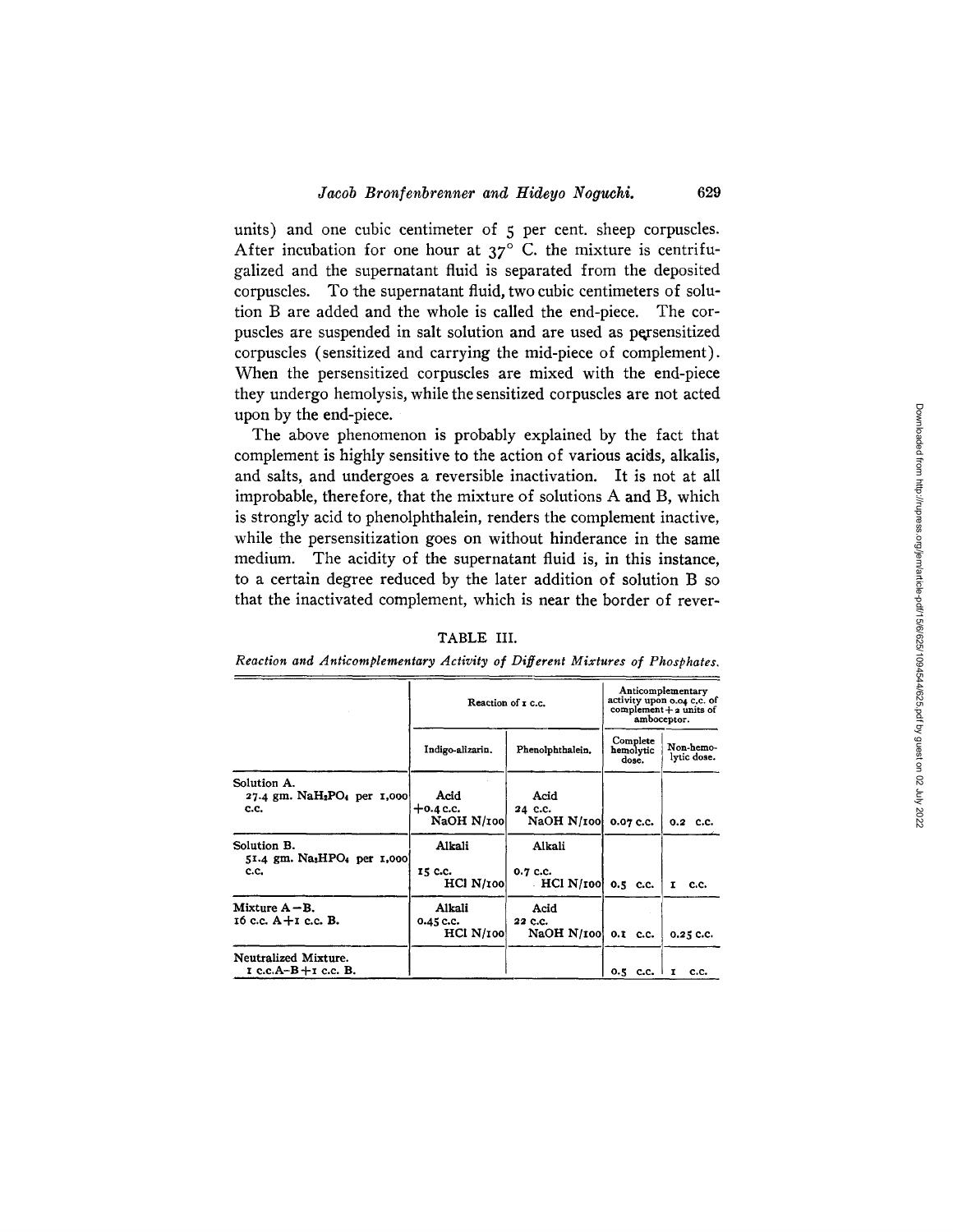units) and one cubic centimeter of 5 per cent. sheep corpuscles. After incubation for one hour at 37° C. the mixture is centrifugalized and the supernatant fluid is separated from the deposited corpuscles. To the supernatant fluid, two cubic centimeters of solution B are added and the whole is called the end-piece. The corpuscles are suspended in salt solution and are used as persensitized corpuscles (sensitized and carrying the mid-piece of complement). When the persensitized corpuscles are mixed with the end-piece they undergo hemolysis, while the sensitized corpuscles are not acted upon by the end-piece.

The above phenomenon is probably explained by the fact that complement is highly sensitive to the action of various acids, alkalis, and salts, and undergoes a reversible inactivation. It is not at all improbable, therefore, that the mixture of solutions A and B, which is strongly acid to phenolphthalein, renders the complement inactive, while the persensitization goes on without hinderance in the same medium. The acidity of the supernatant fluid is, in this instance, to a certain degree reduced by the later addition of solution B so that the inactivated complement, which is near the border of rever-

TABLE III.

*Reaction and Anticomplementary Activity of Different Mixtures of Phosphates.*

| | Reaction of 1 c.c. | | Anticomplementary activity upon 0.04 c.c. of complement + 2 units of amboceptor. | |
|---|---|---|---|---|
| | Indigo-alizarin. | Phenolphthalein. | Complete hemolytic dose. | Non-hemolytic dose. |
| Solution A. 27.4 gm. $NaH_2PO_4$ per 1,000 c.c. | Acid +0.4 c.c. NaOH N/100 | Acid 24 c.c. NaOH N/100 | 0.07 c.c. | 0.2 c.c. |
| Solution B. 51.4 gm. $Na_2HPO_4$ per 1,000 c.c. | Alkali 15 c.c. HCl N/100 | Alkali 0.7 c.c. HCl N/100 | 0.5 c.c. | 1 c.c. |
| Mixture A–B. 16 c.c. A+1 c.c. B. | Alkali 0.45 c.c. HCl N/100 | Acid 22 c.c. NaOH N/100 | 0.1 c.c. | 0.25 c.c. |
| Neutralized Mixture. 1 c.c. A–B + 1 c.c. B. | | | 0.5 c.c. | 1 c.c. |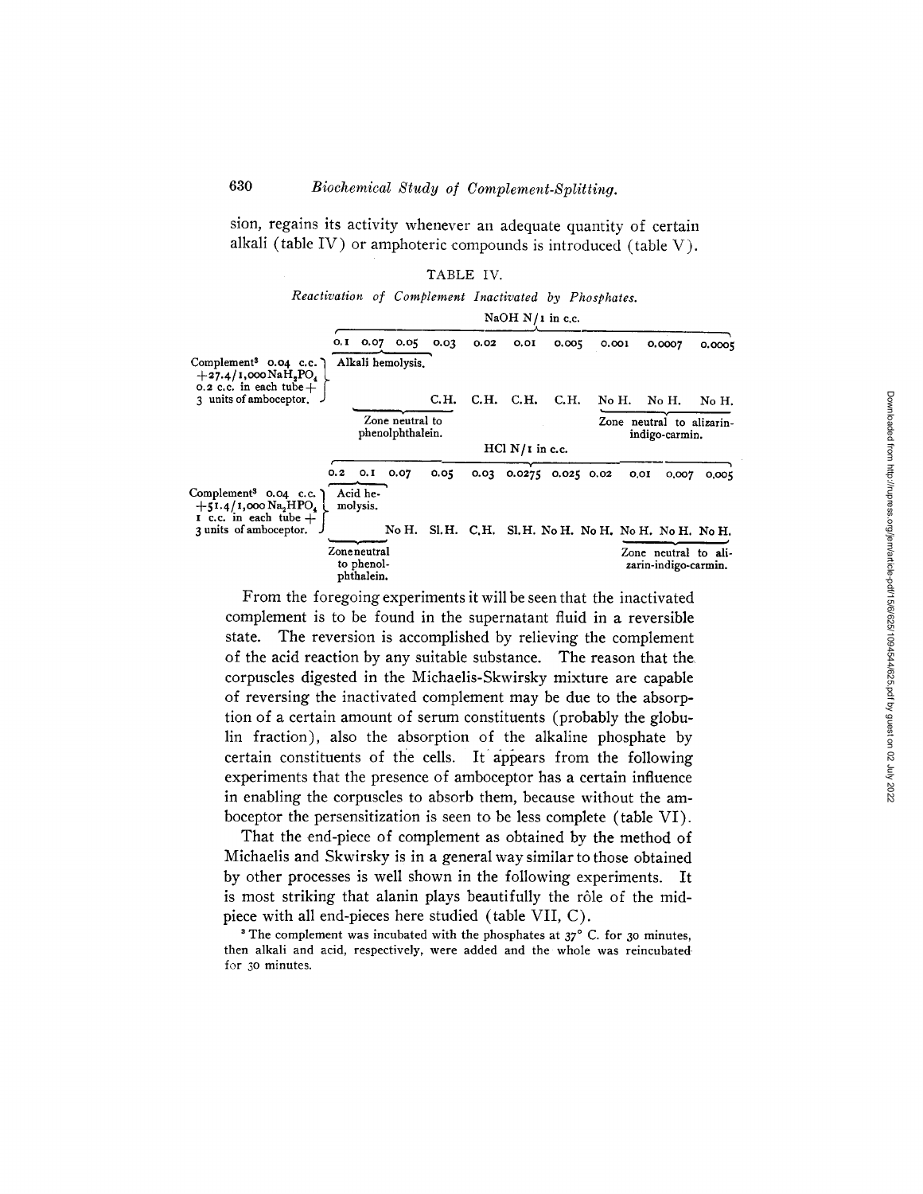sion, regains its activity whenever an adequate quantity of certain alkali (table IV) or amphoteric compounds is introduced (table V).

TABLE IV.

*Reactivation of Complement Inactivated by Phosphates.*

| | NaOH N/1 in c.c. | | | | | | | | | |
|---|---|---|---|---|---|---|---|---|---|---|
| | 0.1 | 0.07 | 0.05 | 0.03 | 0.02 | 0.01 | 0.005 | 0.001 | 0.0007 | 0.0005 |
| Complement[3] 0.04 c.c. + 27.4/1,000 $NaH_2PO_4$ 0.2 c.c. in each tube + 3 units of amboceptor. | Alkali hemolysis. | | | C.H. | C.H. | C.H. | C.H. | No H. | No H. | No H. |
| | Zone neutral to phenolphthalein. | | | | | | | Zone neutral to alizarin-indigo-carmin. | | |

| | HCl N/1 in c.c. | | | | | | | | | |
|---|---|---|---|---|---|---|---|---|---|---|
| | 0.2 | 0.1 | 0.07 | 0.05 | 0.03 | 0.0275 | 0.025 | 0.02 | 0.01 | 0.007 | 0.005 |
| Complement[3] 0.04 c.c. + 51.4/1,000 $Na_2HPO_4$ 1 c.c. in each tube + 3 units of amboceptor. | Acid hemolysis. | | No H. | Sl. H. | C.H. | Sl. H. | No H. | No H. | No H. | No H. | No H. |
| | Zone neutral to phenolphthalein. | | | | | | | | Zone neutral to alizarin-indigo-carmin. | | |

From the foregoing experiments it will be seen that the inactivated complement is to be found in the supernatant fluid in a reversible state. The reversion is accomplished by relieving the complement of the acid reaction by any suitable substance. The reason that the corpuscles digested in the Michaelis-Skwirsky mixture are capable of reversing the inactivated complement may be due to the absorption of a certain amount of serum constituents (probably the globulin fraction), also the absorption of the alkaline phosphate by certain constituents of the cells. It appears from the following experiments that the presence of amboceptor has a certain influence in enabling the corpuscles to absorb them, because without the amboceptor the persensitization is seen to be less complete (table VI).

That the end-piece of complement as obtained by the method of Michaelis and Skwirsky is in a general way similar to those obtained by other processes is well shown in the following experiments. It is most striking that alanin plays beautifully the rôle of the mid-piece with all end-pieces here studied (table VII, C).

[3] The complement was incubated with the phosphates at 37° C. for 30 minutes, then alkali and acid, respectively, were added and the whole was reincubated for 30 minutes.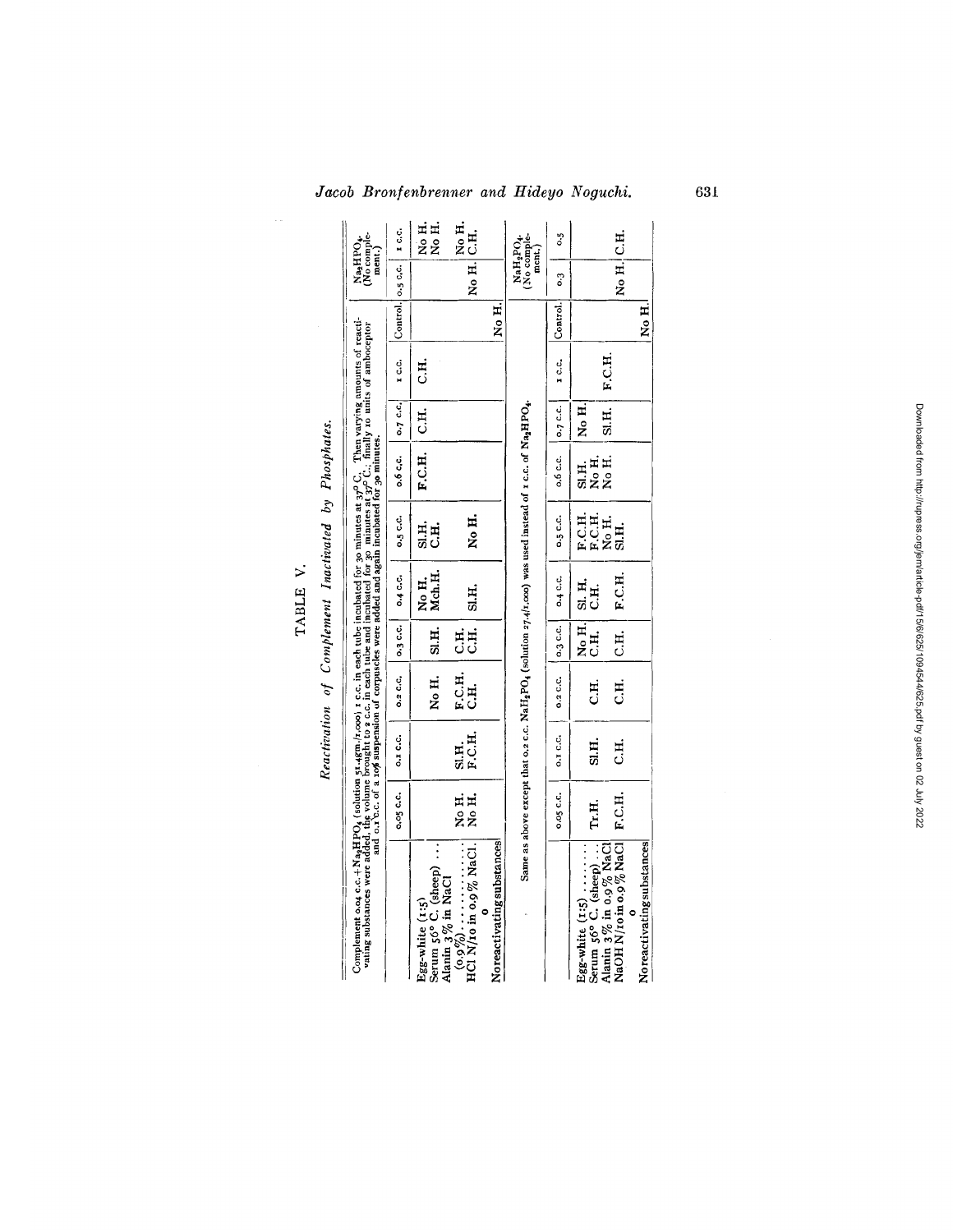TABLE V.

*Reactivation of Complement Inactivated by Phosphates.*

Complement 0.04 c.c. + $Na_2HPO_4$ (solution 51.4 gm./1,000) 1 c.c. in each tube incubated for 30 minutes at 37° C. Then varying amounts of reactivating substances were added, the volume brought to 2 c.c. in each tube and incubated for 30 minutes at 37° C., finally 10 units of amboceptor and 0.1 c.c. of a 10% suspension of corpuscles were added and again incubated for 30 minutes.

| | 0.05 c.c. | 0.1 c.c. | 0.2 c.c. | 0.3 c.c. | 0.4 c.c. | 0.5 c.c. | 0.6 c.c. | 0.7 c.c. | 1 c.c. | Control. | $Na_2HPO_4$ (No complement.) 0.5 c.c. | 1 c.c. |
|---|---|---|---|---|---|---|---|---|---|---|---|---|
| Egg-white (1:5) | | | | | No H. | Sl.H. | F.C.H. | C.H. | C.H. | | | No H. |
| Serum 56° C. (sheep) | | | No H. | Sl.H. | Mch.H. | C.H. | | | | | | No H. |
| Alanin 3% in NaCl (0.9%) | No H. | Sl.H. | F.C.H. | C.H. | Sl.H. | No H. | | | | | | No H. |
| HCl N/10 in 0.9% NaCl | No H. | F.C.H. | C.H. | C.H. | | | | | | | No H. | C.H. |
| 0 | | | | | | | | | | | | |
| Noreactivating substances | | | | | | | | | | No H. | | |

Same as above except that 0.2 c.c. $NaH_2PO_4$ (solution 27.4/1,000) was used instead of 1 c.c. of $Na_2HPO_4$.

| | 0.05 c.c. | 0.1 c.c. | 0.2 c.c. | 0.3 c.c. | 0.4 c.c. | 0.5 c.c. | 0.6 c.c. | 0.7 c.c. | 1 c.c. | Control. | $NaH_2PO_4$ (No complement.) 0.3 | 0.5 |
|---|---|---|---|---|---|---|---|---|---|---|---|---|
| Egg-white (1:5) | | | | No H. | Sl. H. | F.C.H. | Sl.H. | No H. | | | | |
| Serum 56° C. (sheep) | | | | C.H. | C.H. | F.C.H. | No H. | | | | | |
| Alanin 3% in 0.9% NaCl | Tr.H. | Sl.H. | C.H. | | | No H. | No H. | Sl.H. | F.C.H. | | | |
| NaOH N/10 in 0.9% NaCl | F.C.H. | C.H. | C.H. | C.H. | F.C.H. | Sl.H. | | | | | No H. | C.H. |
| 0 | | | | | | | | | | | | |
| Noreactivating substances | | | | | | | | | | No H. | | |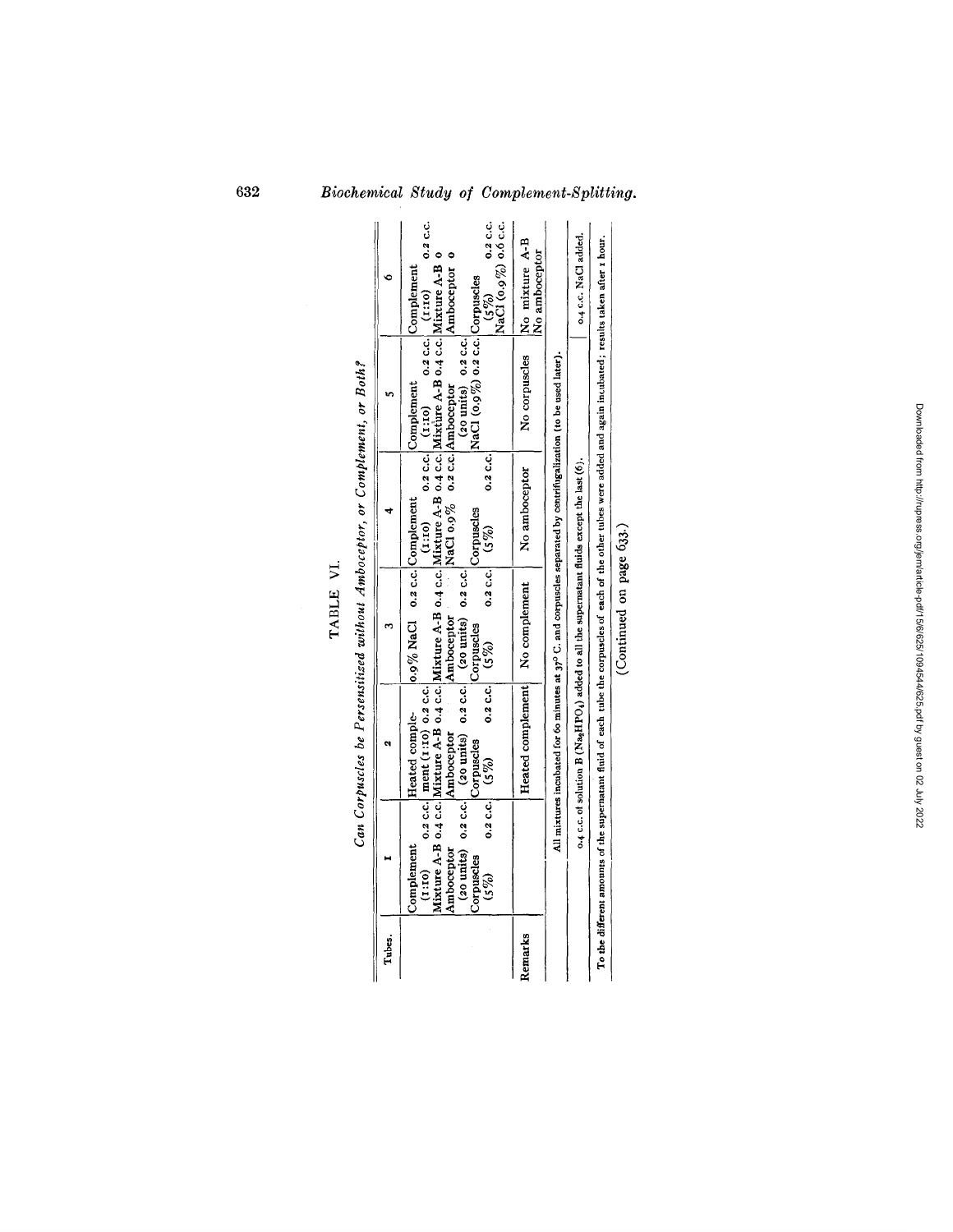# TABLE VI.

*Can Corpuscles be Persensitized without Amboceptor, or Complement, or Both?*

| Tubes. | 1 | 2 | 3 | 4 | 5 | 6 |
|---|---|---|---|---|---|---|
| | Complement (1:10) 0.2 c.c. Mixture A-B 0.4 c.c. Amboceptor (20 units) 0.2 c.c. Corpuscles (5%) 0.2 c.c. | Heated complement (1:10) 0.2 c.c. Mixture A-B 0.4 c.c. Amboceptor (20 units) 0.2 c.c. Corpuscles (5%) 0.2 c.c. | 0.9% NaCl 0.2 c.c. Mixture A-B 0.4 c.c. Amboceptor (20 units) 0.2 c.c. Corpuscles (5%) 0.2 c.c. | Complement (1:10) 0.2 c.c. Mixture A-B 0.4 c.c. NaCl 0.9% 0.2 c.c. Corpuscles (5%) 0.2 c.c. | Complement (1:10) 0.2 c.c. Mixture A-B 0.4 c.c. Amboceptor (20 units) 0.2 c.c. NaCl (0.9%) 0.2 c.c. | Complement (1:10) 0.2 c.c. Mixture A-B 0 Amboceptor 0 Corpuscles (5%) 0.2 c.c. NaCl (0.9%) 0.6 c.c. |
| Remarks | | Heated complement | No complement | No amboceptor | No corpuscles | No mixture A-B No amboceptor |
| All mixtures incubated for 60 minutes at 37° C. and corpuscles separated by centrifugalization (to be used later). | | | | | | |
| 0.4 c.c. of solution B ($Na_2HPO_4$) added to all the supernatant fluids except the last (6). | | | | | | 0.4 c.c. NaCl added. |
| To the different amounts of the supernatant fluid of each tube the corpuscles of each of the other tubes were added and again incubated; results taken after 1 hour. | | | | | | |

(Continued on page 633.)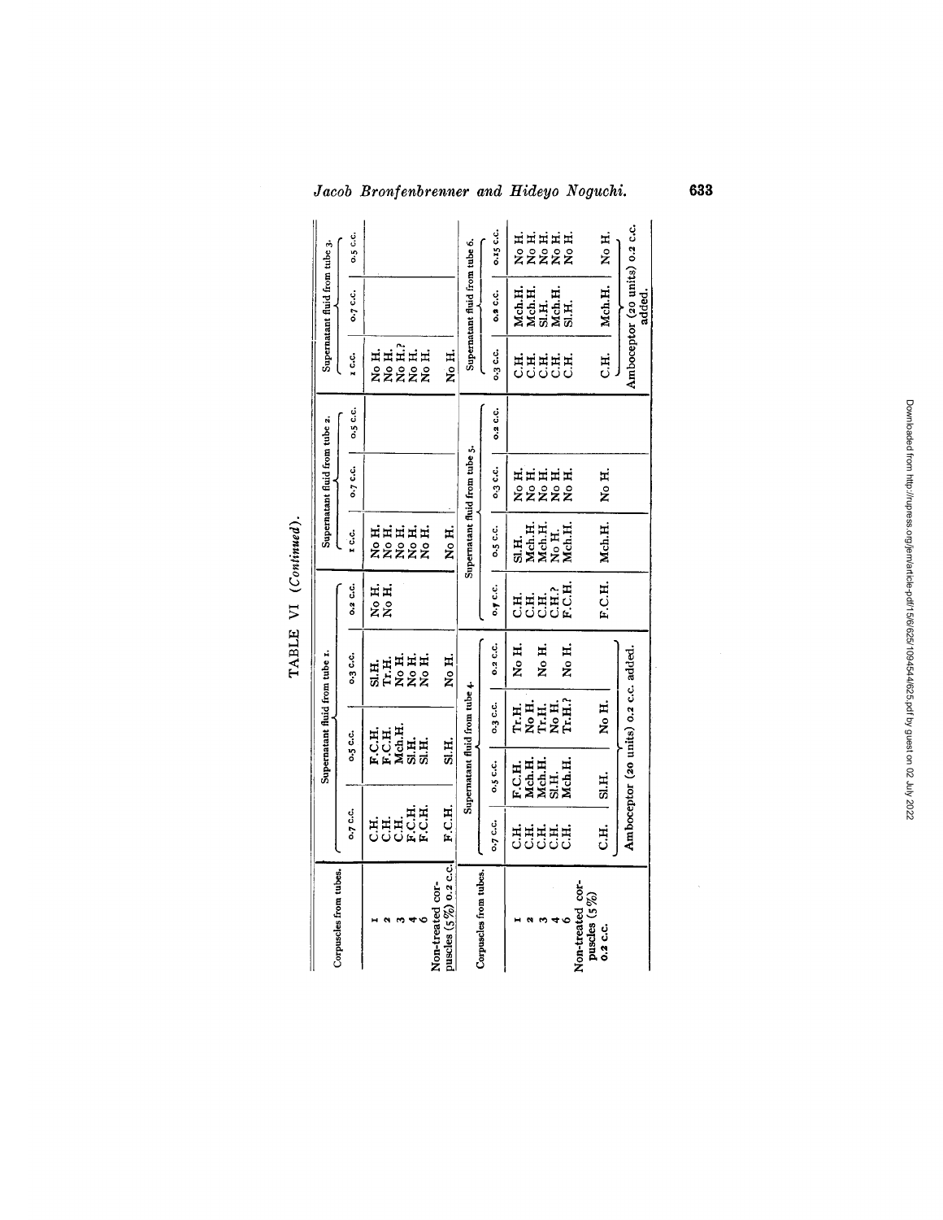TABLE VI (*Continued*).

| Corpuscles from tubes. | Supernatant fluid from tube 1. | | | | Supernatant fluid from tube 2. | | | Supernatant fluid from tube 3. | | |
|---|---|---|---|---|---|---|---|---|---|---|
| | 0.7 c.c. | 0.5 c.c. | 0.3 c.c. | 0.2 c.c. | 1 c.c. | 0.7 c.c. | 0.5 c.c. | 1 c.c. | 0.7 c.c. | 0.5 c.c. |
| 1 | C.H. | F.C.H. | Sl.H. | No H. | No H. | | | No H. | | |
| 2 | C.H. | F.C.H. | Tr.H. | No H. | No H. | | | No H. | | |
| 3 | C.H. | Mch.H. | No H. | | No H. | | | No H.? | | |
| 4 | F.C.H. | Sl.H. | No H. | | No H. | | | No H. | | |
| 6 | F.C.H. | Sl.H. | No H. | | No H. | | | No H. | | |
| Non-treated corpuscles (5%) 0.2 c.c. | F.C.H. | Sl.H. | No H. | | No H. | | | No H. | | |

| Corpuscles from tubes. | Supernatant fluid from tube 4. | | | | Supernatant fluid from tube 5. | | | | Supernatant fluid from tube 6. | | |
|---|---|---|---|---|---|---|---|---|---|---|---|
| | 0.7 c.c. | 0.5 c.c. | 0.3 c.c. | 0.2 c.c. | 0.7 c.c. | 0.5 c.c. | 0.3 c.c. | 0.2 c.c. | 0.3 c.c. | 0.2 c.c. | 0.15 c.c. |
| 1 | C.H. | F.C.H. | Tr.H. | No H. | C.H. | Sl.H. | No H. | | C.H. | Mch.H. | No H. |
| 2 | C.H. | Mch.H. | No H. | | C.H. | Mch.H. | No H. | | C.H. | Mch.H. | No H. |
| 3 | C.H. | Mch.H. | Tr.H. | No H. | C.H. | Mch.H. | No H. | | C.H. | Sl.H. | No H. |
| 4 | C.H. | Sl.H. | No H. | | C.H.? | No H. | No H. | | C.H. | Mch.H. | No H. |
| 6 | C.H. | Mch.H. | Tr.H.? | No H. | F.C.H. | Mch.H. | No H. | | C.H. | Sl.H. | No H. |
| Non-treated corpuscles (5%) 0.2 c.c. | C.H. | Sl.H. | No H. | | F.C.H. | Mch.H. | No H. | | C.H. | Mch.H. | No H. |
| | Amboceptor (20 units) 0.2 c.c. added. | | | | | | | | Amboceptor (20 units) 0.2 c.c. added. | | |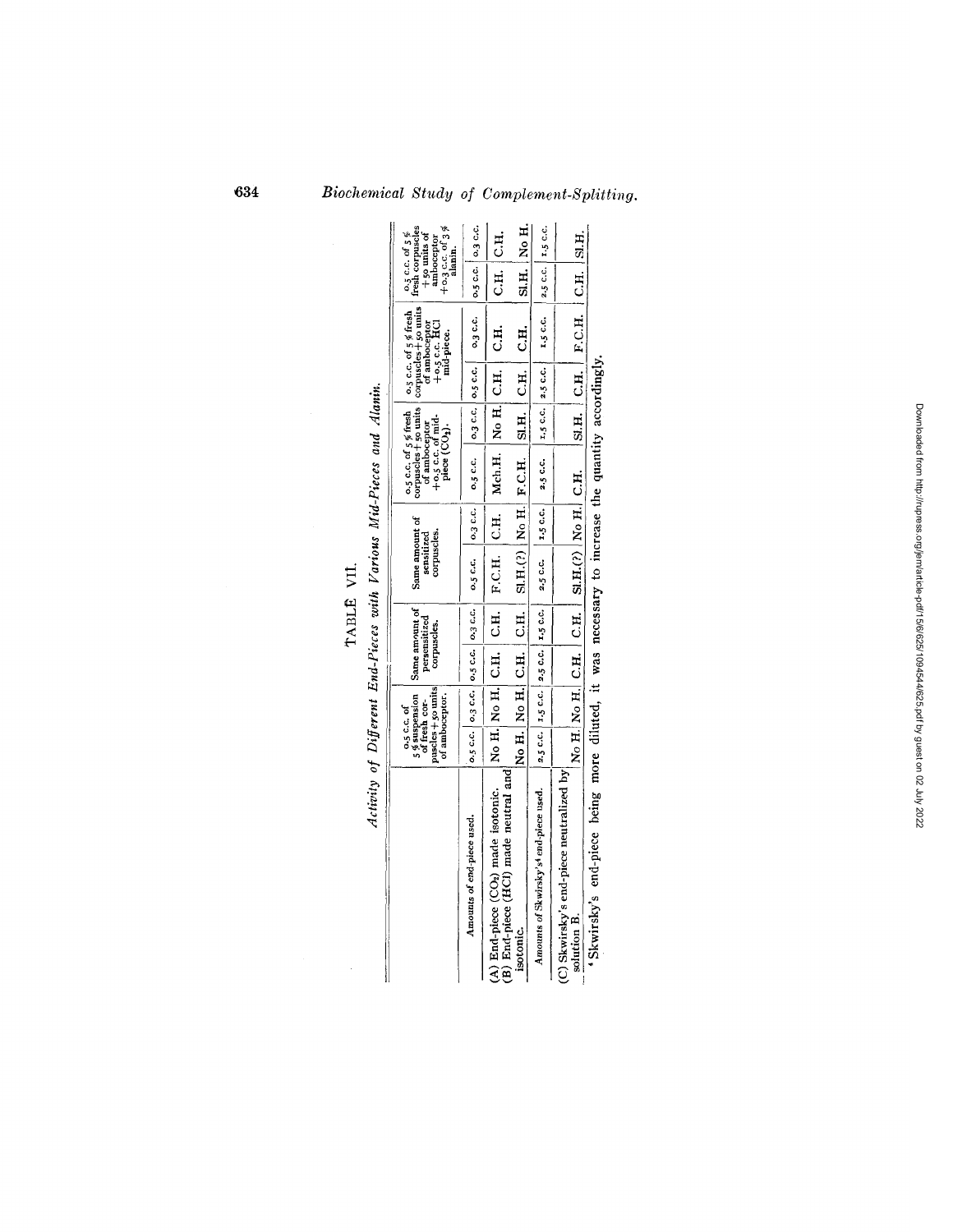TABLE VII.

*Activity of Different End-Pieces with Various Mid-Pieces and Alanin.*

| | 0.5 c.c. of 5% suspension of fresh corpuscles + 50 units of amboceptor. | | Same amount of persensitized corpuscles. | | Same amount of sensitized corpuscles. | | 0.5 c.c. of 5% fresh corpuscles + 50 units of amboceptor + 0.5 c.c. of mid-piece ($CO_2$). | | 0.5 c.c. of 5% fresh corpuscles + 50 units of amboceptor + 0.5 c.c. HCl mid-piece. | | 0.5 c.c. of 5% fresh corpuscles + 50 units of amboceptor + 0.3 c.c. of 3% alanin. | |
|---|---|---|---|---|---|---|---|---|---|---|---|---|
| Amounts of end-piece used. | 0.5 c.c. | 0.3 c.c. | 0.5 c.c. | 0.3 c.c. | 0.5 c.c. | 0.3 c.c. | 0.5 c.c. | 0.3 c.c. | 0.5 c.c. | 0.3 c.c. | 0.5 c.c. | 0.3 c.c. |
| (A) End-piece ($CO_2$) made isotonic. | No H. | No H. | C.H. | C.H. | F.C.H. | C.H. | Mch.H. | No H. | C.H. | C.H. | C.H. | C.H. |
| (B) End-piece (HCl) made neutral and isotonic. | No H. | No H. | C.H. | C.H. | Sl.H.(?) | No H. | F.C.H. | Sl.H. | C.H. | C.H. | Sl.H. | No H. |
| Amounts of Skwirsky's[4] end-piece used. | 2.5 c.c. | 1.5 c.c. | 2.5 c.c. | 1.5 c.c. | 2.5 c.c. | 1.5 c.c. | 2.5 c.c. | 1.5 c.c. | 2.5 c.c. | 1.5 c.c. | 2.5 c.c. | 1.5 c.c. |
| (C) Skwirsky's end-piece neutralized by solution B. | No H. | No H. | C.H. | C.H. | Sl.H.(?) | No H. | C.H. | Sl.H. | C.H. | F.C.H. | C.H. | Sl.H. |

[4] Skwirsky's end-piece being more diluted, it was necessary to increase the quantity accordingly.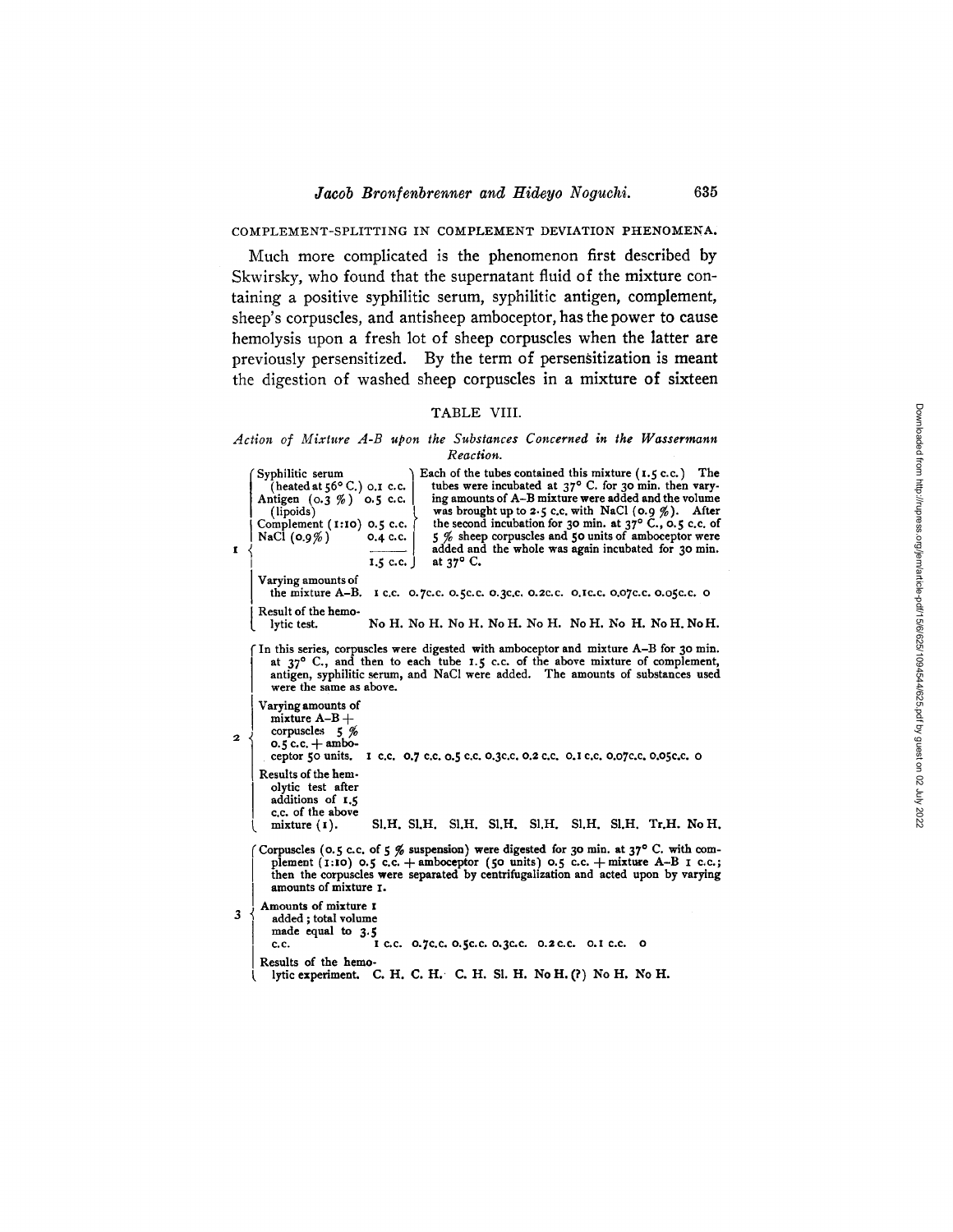## COMPLEMENT-SPLITTING IN COMPLEMENT DEVIATION PHENOMENA.

Much more complicated is the phenomenon first described by Skwirsky, who found that the supernatant fluid of the mixture containing a positive syphilitic serum, syphilitic antigen, complement, sheep's corpuscles, and antisheep amboceptor, has the power to cause hemolysis upon a fresh lot of sheep corpuscles when the latter are previously persensitized. By the term of persensitization is meant the digestion of washed sheep corpuscles in a mixture of sixteen

TABLE VIII.

*Action of Mixture A-B upon the Substances Concerned in the Wassermann Reaction.*

**1**

| Mixture | Amount |
|---|---|
| Syphilitic serum (heated at 56° C.) | 0.1 c.c. |
| Antigen (0.3 %) (lipoids) | 0.5 c.c. |
| Complement (1:10) | 0.5 c.c. |
| NaCl (0.9%) | 0.4 c.c. |
| | 1.5 c.c. |

Each of the tubes contained this mixture (1.5 c.c.) The tubes were incubated at 37° C. for 30 min. then varying amounts of A-B mixture were added and the volume was brought up to 2.5 c.c. with NaCl (0.9 %). After the second incubation for 30 min. at 37° C., 0.5 c.c. of 5 % sheep corpuscles and 50 units of amboceptor were added and the whole was again incubated for 30 min. at 37° C.

| Varying amounts of the mixture A-B. | 1 c.c. | 0.7 c.c. | 0.5 c.c. | 0.3 c.c. | 0.2 c.c. | 0.1 c.c. | 0.07 c.c. | 0.05 c.c. | 0 |
|---|---|---|---|---|---|---|---|---|---|
| Result of the hemolytic test. | No H. | No H. | No H. | No H. | No H. | No H. | No H. | No H. | No H. |

**2**

In this series, corpuscles were digested with amboceptor and mixture A-B for 30 min. at 37° C., and then to each tube 1.5 c.c. of the above mixture of complement, antigen, syphilitic serum, and NaCl were added. The amounts of substances used were the same as above.

| Varying amounts of mixture A-B + corpuscles 5 % 0.5 c.c. + amboceptor 50 units. | 1 c.c. | 0.7 c.c. | 0.5 c.c. | 0.3 c.c. | 0.2 c.c. | 0.1 c.c. | 0.07 c.c. | 0.05 c.c. | 0 |
|---|---|---|---|---|---|---|---|---|---|
| Results of the hemolytic test after additions of 1.5 c.c. of the above mixture (1). | Sl.H. | Sl.H. | Sl.H. | Sl.H. | Sl.H. | Sl.H. | Sl.H. | Tr.H. | No H. |

**3**

Corpuscles (0.5 c.c. of 5 % suspension) were digested for 30 min. at 37° C. with complement (1:10) 0.5 c.c. + amboceptor (50 units) 0.5 c.c. + mixture A-B 1 c.c.; then the corpuscles were separated by centrifugalization and acted upon by varying amounts of mixture 1.

| Amounts of mixture 1 added; total volume made equal to 3.5 c.c. | 1 c.c. | 0.7 c.c. | 0.5 c.c. | 0.3 c.c. | 0.2 c.c. | 0.1 c.c. | 0 |
|---|---|---|---|---|---|---|---|
| Results of the hemolytic experiment. | C. H. | C. H. | C. H. | Sl. H. | No H. (?) | No H. | No H. |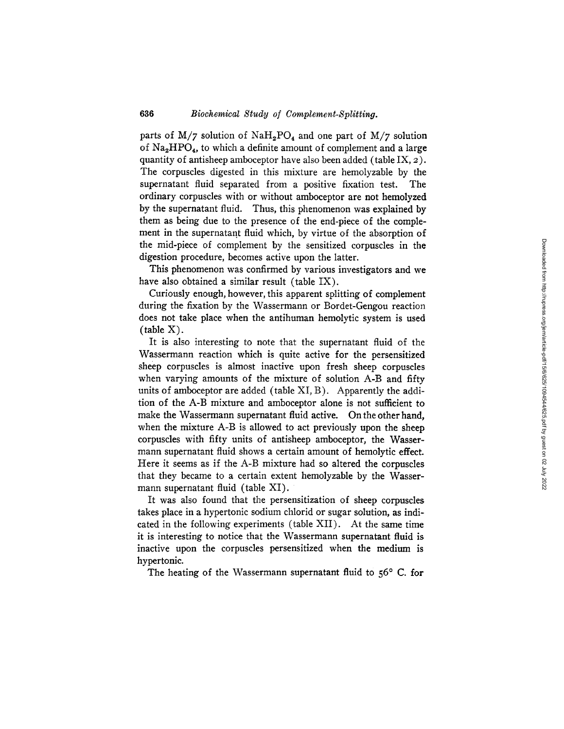parts of M/7 solution of $NaH_2PO_4$ and one part of M/7 solution of $Na_2HPO_4$, to which a definite amount of complement and a large quantity of antisheep amboceptor have also been added (table IX, 2). The corpuscles digested in this mixture are hemolyzable by the supernatant fluid separated from a positive fixation test. The ordinary corpuscles with or without amboceptor are not hemolyzed by the supernatant fluid. Thus, this phenomenon was explained by them as being due to the presence of the end-piece of the complement in the supernatant fluid which, by virtue of the absorption of the mid-piece of complement by the sensitized corpuscles in the digestion procedure, becomes active upon the latter.

This phenomenon was confirmed by various investigators and we have also obtained a similar result (table IX).

Curiously enough, however, this apparent splitting of complement during the fixation by the Wassermann or Bordet-Gengou reaction does not take place when the antihuman hemolytic system is used (table X).

It is also interesting to note that the supernatant fluid of the Wassermann reaction which is quite active for the persensitized sheep corpuscles is almost inactive upon fresh sheep corpuscles when varying amounts of the mixture of solution A-B and fifty units of amboceptor are added (table XI, B). Apparently the addition of the A-B mixture and amboceptor alone is not sufficient to make the Wassermann supernatant fluid active. On the other hand, when the mixture A-B is allowed to act previously upon the sheep corpuscles with fifty units of antisheep amboceptor, the Wassermann supernatant fluid shows a certain amount of hemolytic effect. Here it seems as if the A-B mixture had so altered the corpuscles that they became to a certain extent hemolyzable by the Wassermann supernatant fluid (table XI).

It was also found that the persensitization of sheep corpuscles takes place in a hypertonic sodium chlorid or sugar solution, as indicated in the following experiments (table XII). At the same time it is interesting to notice that the Wassermann supernatant fluid is inactive upon the corpuscles persensitized when the medium is hypertonic.

The heating of the Wassermann supernatant fluid to 56° C. for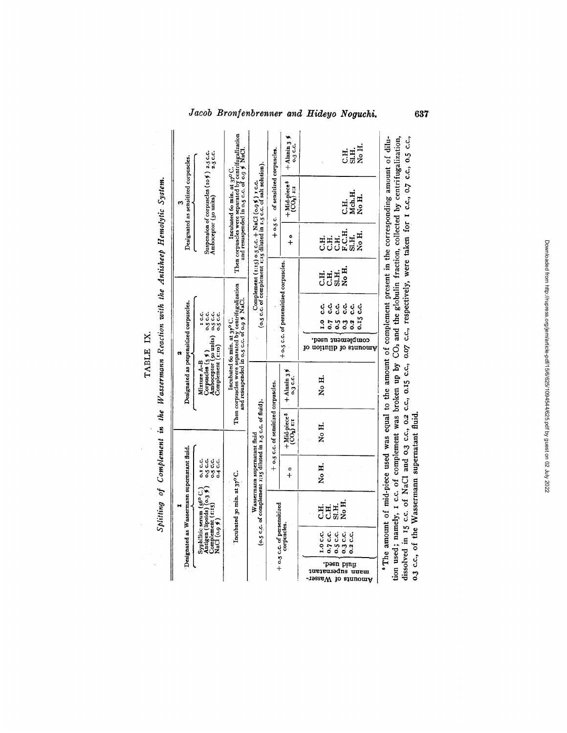TABLE IX.

*Splitting of Complement in the Wassermann Reaction with the Antisheep Hemolytic System.*

| 1 | | | | 2 | | 3 | | |
|---|---|---|---|---|---|---|---|---|
| Designated as Wassermann supernatant fluid. | | | | Designated as persensitized corpuscles. | | Designated as sensitized corpuscles. | | |
| Syphilitic serum (56° C.) 0.1 c.c.; Antigen (lipoids) (0.3 %) 0.5 c.c.; Complement (1:15) 0.5 c.c.; NaCl (0.9 %) 0.4 c.c. | | | | Mixture A–B: Corpuscles (5 %) 1 c.c.; Amboceptor (50 units) 0.5 c.c.; Complement (1:10) 0.5 c.c. | | Suspension of corpuscles (10 %) 2.5 c.c.; Amboceptor (50 units) 2.5 c.c. | | |
| Incubated 30 min. at 37° C. | | | | Incubated 60 min. at 37° C. Then corpuscles were separated by centrifugalization and resuspended in 0.5 c.c. of 0.9 % NaCl. | | Incubated 60 min. at 37° C. Then corpuscles were separated by centrifugalization and resuspended in 0.5 c.c. of 0.9 % NaCl. | | |
| Wassermann supernatant fluid (0.5 c.c. of complement 1:15 diluted in 1.5 c.c. of fluid). | | | | Complement (1:15) 0.5 c.c. + NaCl (0.9 %) 1 c.c. (0.5 c.c. of complement 1:15 diluted in 1.5 c.c. of salt solution). | | | | |
| Amounts of Wassermann supernatant fluid used. + 0.5 c.c. of persensitized corpuscles. | | + 0.5 c.c. of sensitized corpuscles. | | Amounts of dilution of complement used. + 0.5 c.c. of persensitized corpuscles. | | + 0.5 c.c. of sensitized corpuscles. | | |
| | | + 0 | + Mid-piece[6] ($CO_2$) 1:1 | + Alanin 3 % 0.3 c.c. | | | + 0 | + Mid-piece[6] ($CO_2$) 1:1 | + Alanin 3 % 0.3 c.c. |
| 1.0 c.c. | C.H. | No H. | No H. | No H. | 1.0 c.c. | C.H. | C.H. | | |
| 0.7 c.c. | C.H. | | | | 0.7 c.c. | C.H. | C.H. | | |
| 0.5 c.c. | Sl.H. | | | | 0.5 c.c. | Sl.H. | C.H. | | |
| 0.3 c.c. | No H. | | | | 0.3 c.c. | No H. | F.C.H. | C.H. | C.H. |
| 0.2 c.c. | | | | | 0.2 c.c. | | Sl.H. | Mch.H. | Sl.H. |
| | | | | | 0.15 c.c. | | No H. | No H. | No H. |

[6] The amount of mid-piece used was equal to the amount of complement present in the corresponding amount of dilution used; namely, 1 c.c. of complement was broken up by $CO_2$ and the globulin fraction, collected by centrifugalization, dissolved in 15 c.c. of NaCl and 0.3 c.c., 0.2 c.c., 0.15 c.c., 0.07 c.c., respectively, were taken for 1 c.c., 0.7 c.c., 0.5 c.c., 0.3 c.c., of the Wassermann supernatant fluid.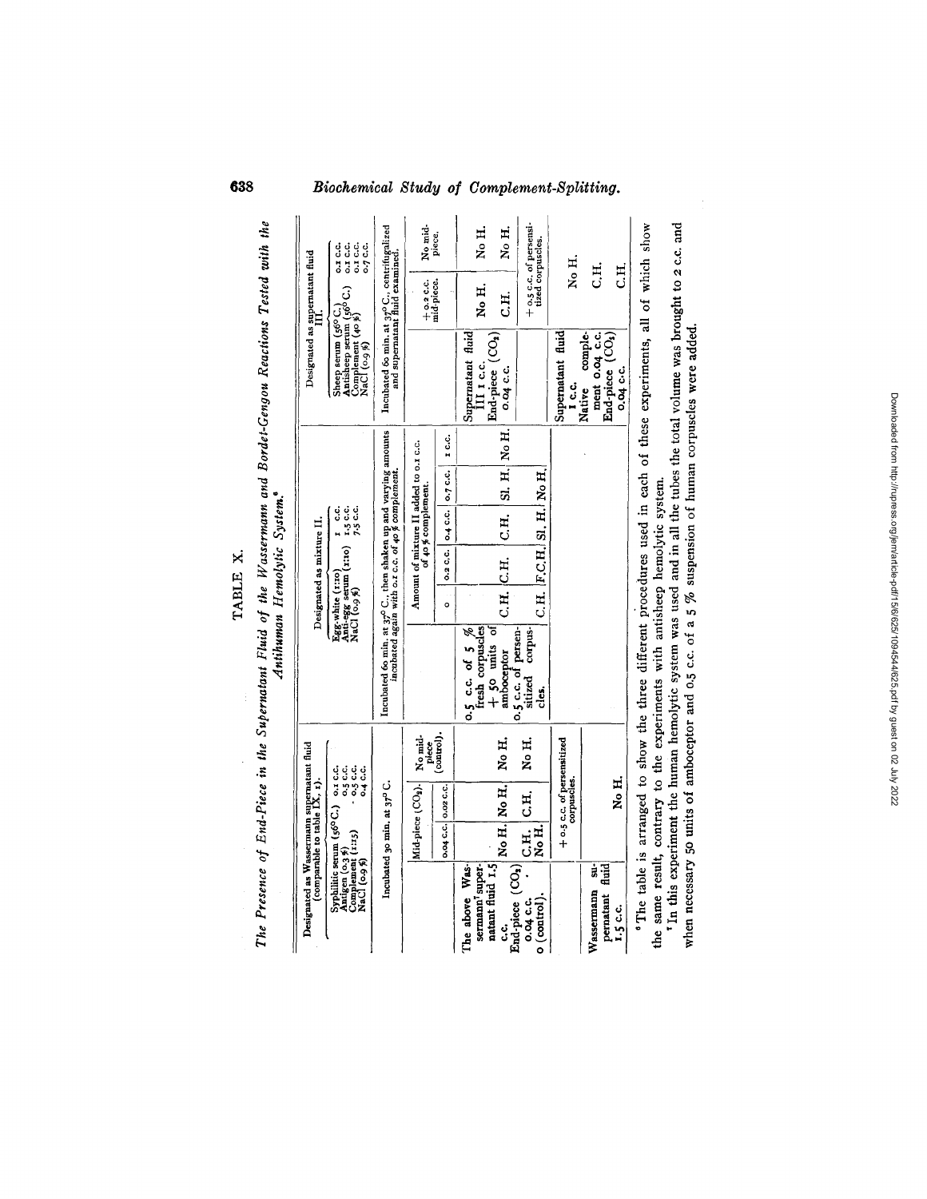## TABLE X.

*The Presence of End-Piece in the Supernatant Fluid of the Wassermann and Bordet-Gengou Reactions Tested with the Antihuman Hemolytic System.*[6]

**Section 1 — Designated as Wassermann supernatant fluid (comparable to table IX, 1).**

Syphilitic serum (56° C.) 0.1 c.c.
Antigen (0.3%) 0.5 c.c.
Complement (1:15) 0.5 c.c.
NaCl (0.9%) 0.4 c.c.

Incubated 30 min. at 37° C.

| | Mid-piece ($CO_2$). 0.04 c.c. | Mid-piece ($CO_2$). 0.02 c.c. | No mid-piece (control). |
|---|---|---|---|
| The above Wassermann supernatant fluid 1.5 c.c. End-piece ($CO_2$) 0.04 c.c. | No H. | No H. | No H. |
| The above Wassermann supernatant fluid 1.5 c.c. End-piece ($CO_2$) 0 (control). | C.H. / No H. | C.H. | No H. |

+ 0.5 c.c. of persensitized corpuscles.

| Wassermann supernatant fluid 1.5 c.c. | No H. |
|---|---|

**Section 2 — Designated as mixture II.**

Egg-white (1:10) 1 c.c.
Anti-egg serum (1:10) 1.5 c.c.
NaCl (0.9%) 7.5 c.c.

Incubated 60 min. at 37° C., then shaken up and varying amounts incubated again with 0.1 c.c. of 40% complement.

| | Amount of mixture II added to 0.1 c.c. of 40% complement. 0 | 0.2 c.c. | 0.4 c.c. | 0.7 c.c. | 1 c.c. |
|---|---|---|---|---|---|
| 0.5 c.c. of 5% fresh corpuscles + 50 units of amboceptor | C.H. | C.H. | C.H. | Sl. H. | No H. |
| 0.5 c.c. of persensitized corpuscles. | C.H. | F.C.H. | Sl. H. | No H. | |

**Section 3 — Designated as supernatant fluid III.**

Sheep serum (56° C.) 0.1 c.c.
Antisheep serum (56° C.) 0.1 c.c.
Complement (40%) 0.1 c.c.
NaCl (0.9%) 0.7 c.c.

Incubated 60 min. at 37° C., centrifugalized and supernatant fluid examined.

| | + 0.2 c.c. mid-piece. | No mid-piece. |
|---|---|---|
| Supernatant fluid III 1 c.c. End-piece ($CO_2$) 0.04 c.c. | No H. | No H. |
| | C.H. | No H. |

+ 0.5 c.c. of persensitized corpuscles.

| | |
|---|---|
| Supernatant fluid 1 c.c. | No H. |
| Native complement 0.04 c.c. | C.H. |
| End-piece ($CO_2$) 0.04 c.c. | C.H. |

[6] The table is arranged to show the three different procedures used in each of these experiments, all of which show the same result, contrary to the experiments with antisheep hemolytic system.

[7] In this experiment the human hemolytic system was used and in all the tubes the total volume was brought to 2 c.c. and when necessary 50 units of amboceptor and 0.5 c.c. of a 5% suspension of human corpuscles were added.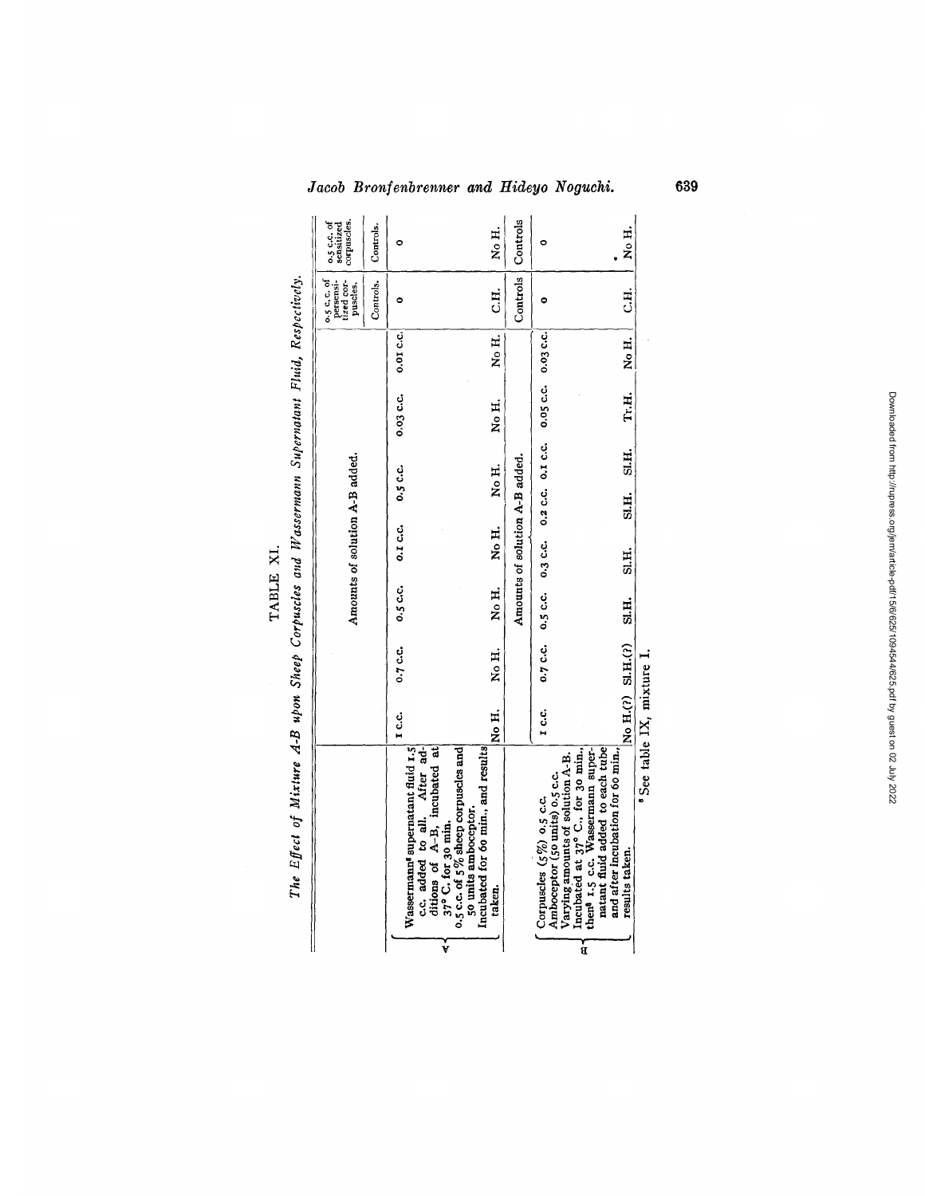TABLE XI.

*The Effect of Mixture A-B upon Sheep Corpuscles and Wassermann Supernatant Fluid, Respectively.*

| | | Amounts of solution A-B added. | | | | | | 0.5 c.c. of persensitized corpuscles. | 0.5 c.c. of sensitized corpuscles. |
|---|---|---|---|---|---|---|---|---|---|
| | | | | | | | | Controls. | Controls. |
| A | Wassermann[a] supernatant fluid 1.5 c.c. added to all. After additions of A-B, incubated at 37° C. for 30 min. 0.5 c.c. of 5% sheep corpuscles and 50 units amboceptor. Incubated for 60 min., and results taken. | 1 c.c. | 0.7 c.c. | 0.5 c.c. | 0.1 c.c. | 0.5 c.c. | 0.03 c.c. | 0.01 c.c. | 0 | 0 |
| | | No H. | No H. | No H. | No H. | No H. | No H. | No H. | C.H. | No H. |

| | | Amounts of solution A-B added. | | | | | | | | Controls | Controls |
|---|---|---|---|---|---|---|---|---|---|---|---|
| B | Corpuscles (5%) 0.5 c.c. Amboceptor (50 units) 0.5 c.c. Varying amounts of solution A-B. Incubated at 37° C., for 30 min., then[a] 1.5 c.c. Wassermann supernatant fluid added to each tube and after incubation for 60 min., results taken. | 1 c.c. | 0.7 c.c. | 0.5 c.c. | 0.3 c.c. | 0.2 c.c. | 0.1 c.c. | 0.05 c.c. | 0.03 c.c. | 0 | 0 |
| | | No H.(?) | Sl.H.(?) | Sl.H. | Sl.H. | Sl.H. | Sl.H. | Tr.H. | No H. | C.H. | No H. |

[a] See table IX, mixture I.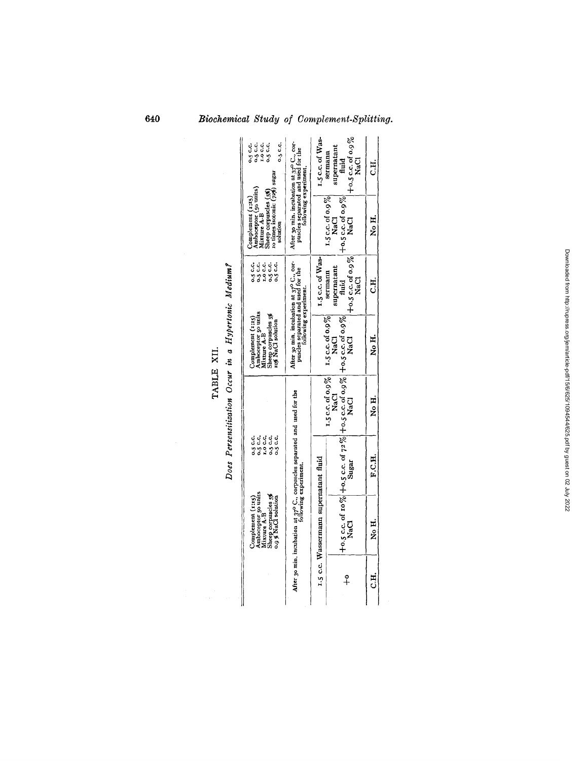## TABLE XII.

### *Does Persensitization Occur in a Hypertonic Medium?*

| Complement (1:15) 0.5 c.c.<br>Amboceptor 50 units 0.5 c.c.<br>Mixture A-B 1.0 c.c.<br>Sheep corpuscles 5% 0.5 c.c.<br>0.9% NaCl solution 0.5 c.c. | | | Complement (1:15) 0.5 c.c.<br>Amboceptor 50 units 0.5 c.c.<br>Mixture A-B 1.0 c.c.<br>Sheep corpuscles 5% 0.5 c.c.<br>10% NaCl solution 0.5 c.c. | | Complement (1:15) 0.5 c.c.<br>Amboceptor (50 units) 0.5 c.c.<br>Mixture A-B 1.0 c.c.<br>Sheep corpuscles (5%) 0.5 c.c.<br>10 times isotonic (72%) sugar solution 0.5 c.c. | |
|---|---|---|---|---|---|---|
| After 30 min. incubation at 37° C., corpuscles separated and used for the following experiment. | | | | After 30 min. incubation at 37° C., corpuscles separated and used for the following experiment. | | After 30 min. incubation at 37° C., corpuscles separated and used for the following experiment. |
| 1.5 c.c. Wassermann supernatant fluid | | | 1.5 c.c. of 0.9% NaCl | 1.5 c.c. of 0.9% NaCl | 1.5 c.c. of Wassermann supernatant fluid | 1.5 c.c. of 0.9% NaCl | 1.5 c.c. of Wassermann supernatant fluid |
| +0 | +0.5 c.c. of 10% NaCl | +0.5 c.c. of 72% Sugar | +0.5 c.c. of 0.9% NaCl | +0.5 c.c. of 0.9% NaCl | +0.5 c.c. of 0.9% NaCl | +0.5 c.c. of 0.9% NaCl | +0.5 c.c. of 0.9% NaCl |
| C.H. | No H. | F.C.H. | No H. | No H. | C.H. | No H. | C.H. |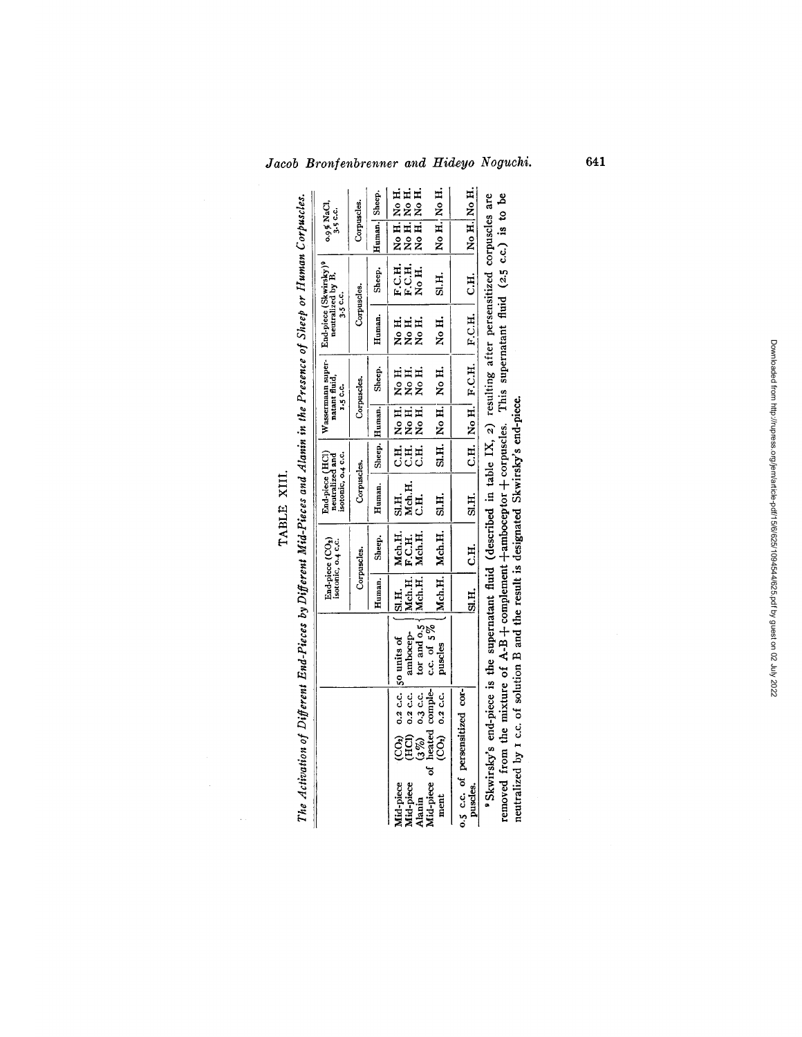TABLE XIII.

*The Activation of Different End-Pieces by Different Mid-Pieces and Alanin in the Presence of Sheep or Human Corpuscles.*

| | | End-piece ($CO_2$) isotonic, 0.4 c.c. | | End-piece (HCl) neutralized and isotonic, 0.4 c.c. | | Wassermann supernatant fluid, 1.5 c.c. | | End-piece (Skwirsky)[9] neutralized by B, 3.5 c.c. | | 0.9% NaCl, 3.5 c.c. | |
|---|---|---|---|---|---|---|---|---|---|---|---|
| | | Corpuscles. | | Corpuscles. | | Corpuscles. | | Corpuscles. | | Corpuscles. | |
| | | Human. | Sheep. | Human. | Sheep. | Human. | Sheep. | Human. | Sheep. | Human. | Sheep. |
| Mid-piece ($CO_2$) 0.2 c.c. | 50 units of amboceptor and 0.5 c.c. of 5% corpuscles | Sl.H. | Mch.H. | Sl.H. | C.H. | No H. | No H. | No H. | F.C.H. | No H. | No H. |
| Mid-piece (HCl) 0.2 c.c. | | Mch.H. | F.C.H. | Mch.H. | C.H. | No H. | No H. | No H. | F.C.H. | No H. | No H. |
| Alanin (3%) 0.3 c.c. | | Mch.H. | Mch.H. | C.H. | C.H. | No H. | No H. | No H. | No H. | No H. | No H. |
| Mid-piece of heated complement ($CO_2$) 0.2 c.c. | | Mch.H. | Mch.H. | Sl.H. | Sl.H. | No H. | No H. | No H. | Sl.H. | No H. | No H. |
| 0.5 c.c. of persensitized corpuscles. | | Sl.H. | C.H. | Sl.H. | C.H. | No H. | F.C.H. | F.C.H. | C.H. | No H. | No H. |

[9] Skwirsky's end-piece is the supernatant fluid (described in table IX, 2) resulting after persensitized corpuscles are removed from the mixture of A-B + complement + amboceptor + corpuscles. This supernatant fluid (2.5 c.c.) is to be neutralized by 1 c.c. of solution B and the result is designated Skwirsky's end-piece.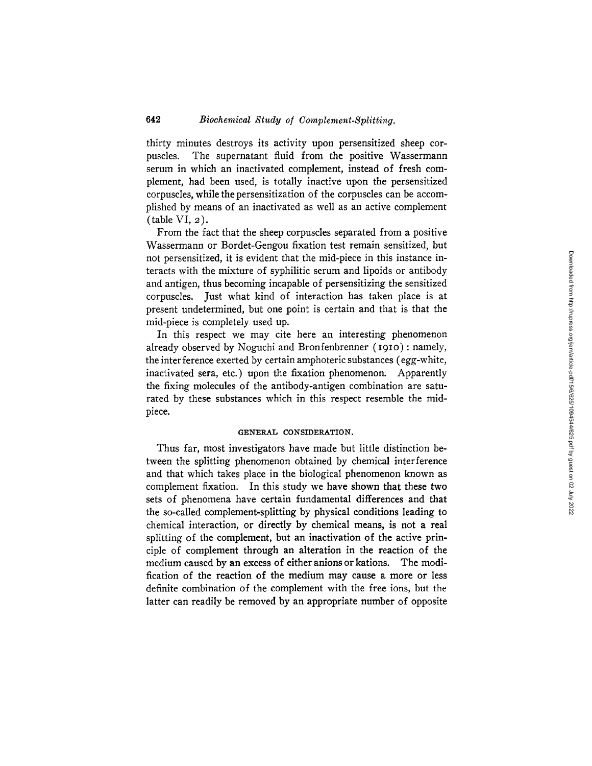thirty minutes destroys its activity upon persensitized sheep corpuscles. The supernatant fluid from the positive Wassermann serum in which an inactivated complement, instead of fresh complement, had been used, is totally inactive upon the persensitized corpuscles, while the persensitization of the corpuscles can be accomplished by means of an inactivated as well as an active complement (table VI, 2).

From the fact that the sheep corpuscles separated from a positive Wassermann or Bordet-Gengou fixation test remain sensitized, but not persensitized, it is evident that the mid-piece in this instance interacts with the mixture of syphilitic serum and lipoids or antibody and antigen, thus becoming incapable of persensitizing the sensitized corpuscles. Just what kind of interaction has taken place is at present undetermined, but one point is certain and that is that the mid-piece is completely used up.

In this respect we may cite here an interesting phenomenon already observed by Noguchi and Bronfenbrenner (1910): namely, the interference exerted by certain amphoteric substances (egg-white, inactivated sera, etc.) upon the fixation phenomenon. Apparently the fixing molecules of the antibody-antigen combination are saturated by these substances which in this respect resemble the mid-piece.

## GENERAL CONSIDERATION.

Thus far, most investigators have made but little distinction between the splitting phenomenon obtained by chemical interference and that which takes place in the biological phenomenon known as complement fixation. In this study we have shown that these two sets of phenomena have certain fundamental differences and that the so-called complement-splitting by physical conditions leading to chemical interaction, or directly by chemical means, is not a real splitting of the complement, but an inactivation of the active principle of complement through an alteration in the reaction of the medium caused by an excess of either anions or kations. The modification of the reaction of the medium may cause a more or less definite combination of the complement with the free ions, but the latter can readily be removed by an appropriate number of opposite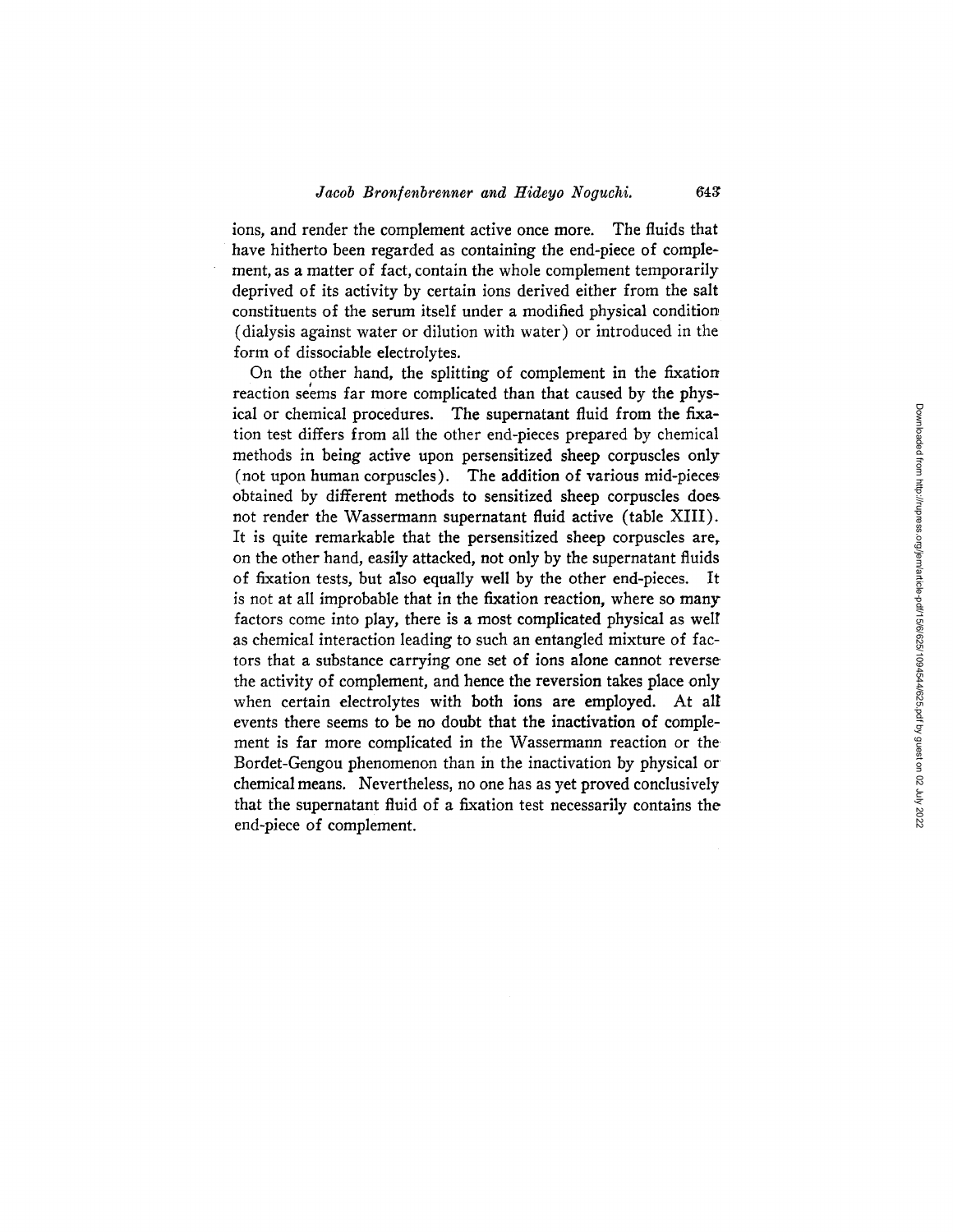ions, and render the complement active once more. The fluids that have hitherto been regarded as containing the end-piece of complement, as a matter of fact, contain the whole complement temporarily deprived of its activity by certain ions derived either from the salt constituents of the serum itself under a modified physical condition (dialysis against water or dilution with water) or introduced in the form of dissociable electrolytes.

On the other hand, the splitting of complement in the fixation reaction seems far more complicated than that caused by the physical or chemical procedures. The supernatant fluid from the fixation test differs from all the other end-pieces prepared by chemical methods in being active upon persensitized sheep corpuscles only (not upon human corpuscles). The addition of various mid-pieces obtained by different methods to sensitized sheep corpuscles does not render the Wassermann supernatant fluid active (table XIII). It is quite remarkable that the persensitized sheep corpuscles are, on the other hand, easily attacked, not only by the supernatant fluids of fixation tests, but also equally well by the other end-pieces. It is not at all improbable that in the fixation reaction, where so many factors come into play, there is a most complicated physical as well as chemical interaction leading to such an entangled mixture of factors that a substance carrying one set of ions alone cannot reverse the activity of complement, and hence the reversion takes place only when certain electrolytes with both ions are employed. At all events there seems to be no doubt that the inactivation of complement is far more complicated in the Wassermann reaction or the Bordet-Gengou phenomenon than in the inactivation by physical or chemical means. Nevertheless, no one has as yet proved conclusively that the supernatant fluid of a fixation test necessarily contains the end-piece of complement.